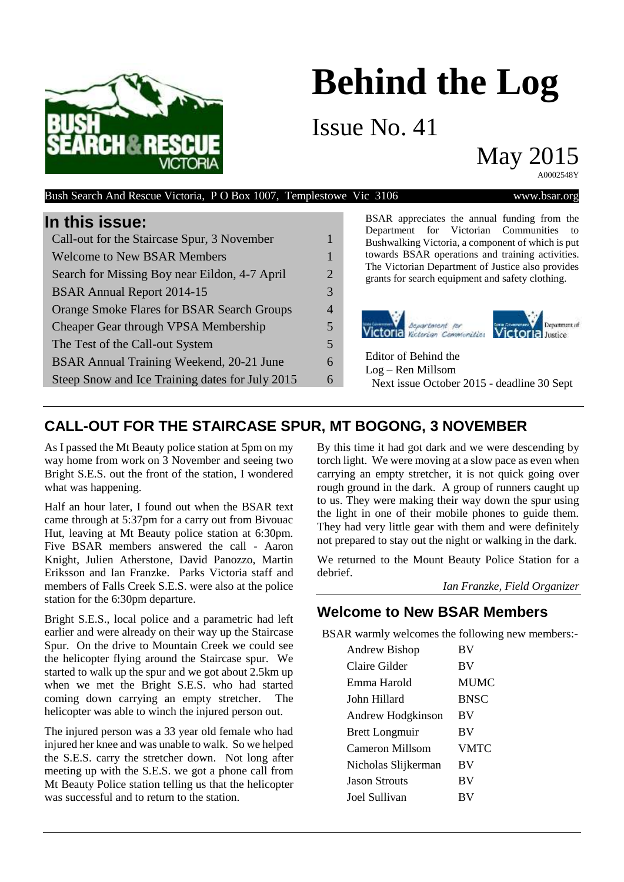# Behind the Log

Issue No. 41

May 2015

A0002548Y

Bush Search And Rescue Victoria, P O Box 1007, Templestowe Vic 3106 www.bsar.org

## In this issue:

| | |
|---|---|
| Call-out for the Staircase Spur, 3 November | 1 |
| Welcome to New BSAR Members | 1 |
| Search for Missing Boy near Eildon, 4-7 April | 2 |
| BSAR Annual Report 2014-15 | 3 |
| Orange Smoke Flares for BSAR Search Groups | 4 |
| Cheaper Gear through VPSA Membership | 5 |
| The Test of the Call-out System | 5 |
| BSAR Annual Training Weekend, 20-21 June | 6 |
| Steep Snow and Ice Training dates for July 2015 | 6 |

BSAR appreciates the annual funding from the Department for Victorian Communities to Bushwalking Victoria, a component of which is put towards BSAR operations and training activities. The Victorian Department of Justice also provides grants for search equipment and safety clothing.

Editor of Behind the Log – Ren Millsom

Next issue October 2015 - deadline 30 Sept

## CALL-OUT FOR THE STAIRCASE SPUR, MT BOGONG, 3 NOVEMBER

As I passed the Mt Beauty police station at 5pm on my way home from work on 3 November and seeing two Bright S.E.S. out the front of the station, I wondered what was happening.

Half an hour later, I found out when the BSAR text came through at 5:37pm for a carry out from Bivouac Hut, leaving at Mt Beauty police station at 6:30pm. Five BSAR members answered the call - Aaron Knight, Julien Atherstone, David Panozzo, Martin Eriksson and Ian Franzke. Parks Victoria staff and members of Falls Creek S.E.S. were also at the police station for the 6:30pm departure.

Bright S.E.S., local police and a parametric had left earlier and were already on their way up the Staircase Spur. On the drive to Mountain Creek we could see the helicopter flying around the Staircase spur. We started to walk up the spur and we got about 2.5km up when we met the Bright S.E.S. who had started coming down carrying an empty stretcher. The helicopter was able to winch the injured person out.

The injured person was a 33 year old female who had injured her knee and was unable to walk. So we helped the S.E.S. carry the stretcher down. Not long after meeting up with the S.E.S. we got a phone call from Mt Beauty Police station telling us that the helicopter was successful and to return to the station.

By this time it had got dark and we were descending by torch light. We were moving at a slow pace as even when carrying an empty stretcher, it is not quick going over rough ground in the dark. A group of runners caught up to us. They were making their way down the spur using the light in one of their mobile phones to guide them. They had very little gear with them and were definitely not prepared to stay out the night or walking in the dark.

We returned to the Mount Beauty Police Station for a debrief.

*Ian Franzke, Field Organizer*

## Welcome to New BSAR Members

BSAR warmly welcomes the following new members:-

| | |
|---|---|
| Andrew Bishop | BV |
| Claire Gilder | BV |
| Emma Harold | MUMC |
| John Hillard | BNSC |
| Andrew Hodgkinson | BV |
| Brett Longmuir | BV |
| Cameron Millsom | VMTC |
| Nicholas Slijkerman | BV |
| Jason Strouts | BV |
| Joel Sullivan | BV |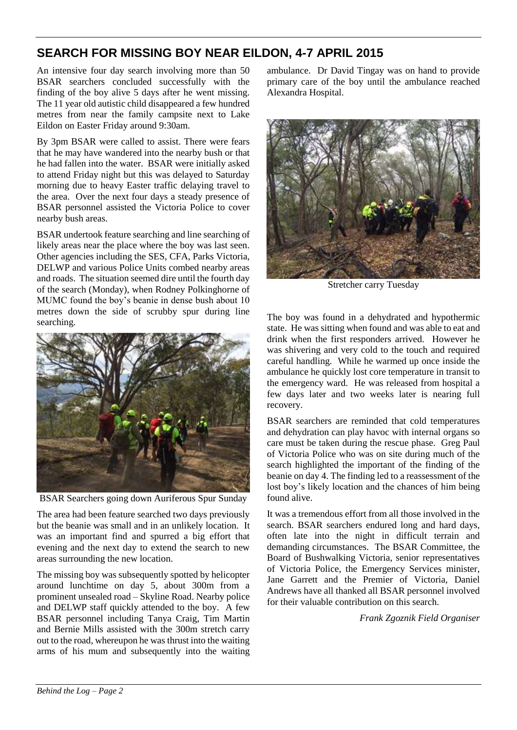## SEARCH FOR MISSING BOY NEAR EILDON, 4-7 APRIL 2015

An intensive four day search involving more than 50 BSAR searchers concluded successfully with the finding of the boy alive 5 days after he went missing. The 11 year old autistic child disappeared a few hundred metres from near the family campsite next to Lake Eildon on Easter Friday around 9:30am.

By 3pm BSAR were called to assist. There were fears that he may have wandered into the nearby bush or that he had fallen into the water. BSAR were initially asked to attend Friday night but this was delayed to Saturday morning due to heavy Easter traffic delaying travel to the area. Over the next four days a steady presence of BSAR personnel assisted the Victoria Police to cover nearby bush areas.

BSAR undertook feature searching and line searching of likely areas near the place where the boy was last seen. Other agencies including the SES, CFA, Parks Victoria, DELWP and various Police Units combed nearby areas and roads. The situation seemed dire until the fourth day of the search (Monday), when Rodney Polkinghorne of MUMC found the boy's beanie in dense bush about 10 metres down the side of scrubby spur during line searching.

BSAR Searchers going down Auriferous Spur Sunday

The area had been feature searched two days previously but the beanie was small and in an unlikely location. It was an important find and spurred a big effort that evening and the next day to extend the search to new areas surrounding the new location.

The missing boy was subsequently spotted by helicopter around lunchtime on day 5, about 300m from a prominent unsealed road – Skyline Road. Nearby police and DELWP staff quickly attended to the boy. A few BSAR personnel including Tanya Craig, Tim Martin and Bernie Mills assisted with the 300m stretch carry out to the road, whereupon he was thrust into the waiting arms of his mum and subsequently into the waiting ambulance. Dr David Tingay was on hand to provide primary care of the boy until the ambulance reached Alexandra Hospital.

Stretcher carry Tuesday

The boy was found in a dehydrated and hypothermic state. He was sitting when found and was able to eat and drink when the first responders arrived. However he was shivering and very cold to the touch and required careful handling. While he warmed up once inside the ambulance he quickly lost core temperature in transit to the emergency ward. He was released from hospital a few days later and two weeks later is nearing full recovery.

BSAR searchers are reminded that cold temperatures and dehydration can play havoc with internal organs so care must be taken during the rescue phase. Greg Paul of Victoria Police who was on site during much of the search highlighted the important of the finding of the beanie on day 4. The finding led to a reassessment of the lost boy's likely location and the chances of him being found alive.

It was a tremendous effort from all those involved in the search. BSAR searchers endured long and hard days, often late into the night in difficult terrain and demanding circumstances. The BSAR Committee, the Board of Bushwalking Victoria, senior representatives of Victoria Police, the Emergency Services minister, Jane Garrett and the Premier of Victoria, Daniel Andrews have all thanked all BSAR personnel involved for their valuable contribution on this search.

*Frank Zgoznik Field Organiser*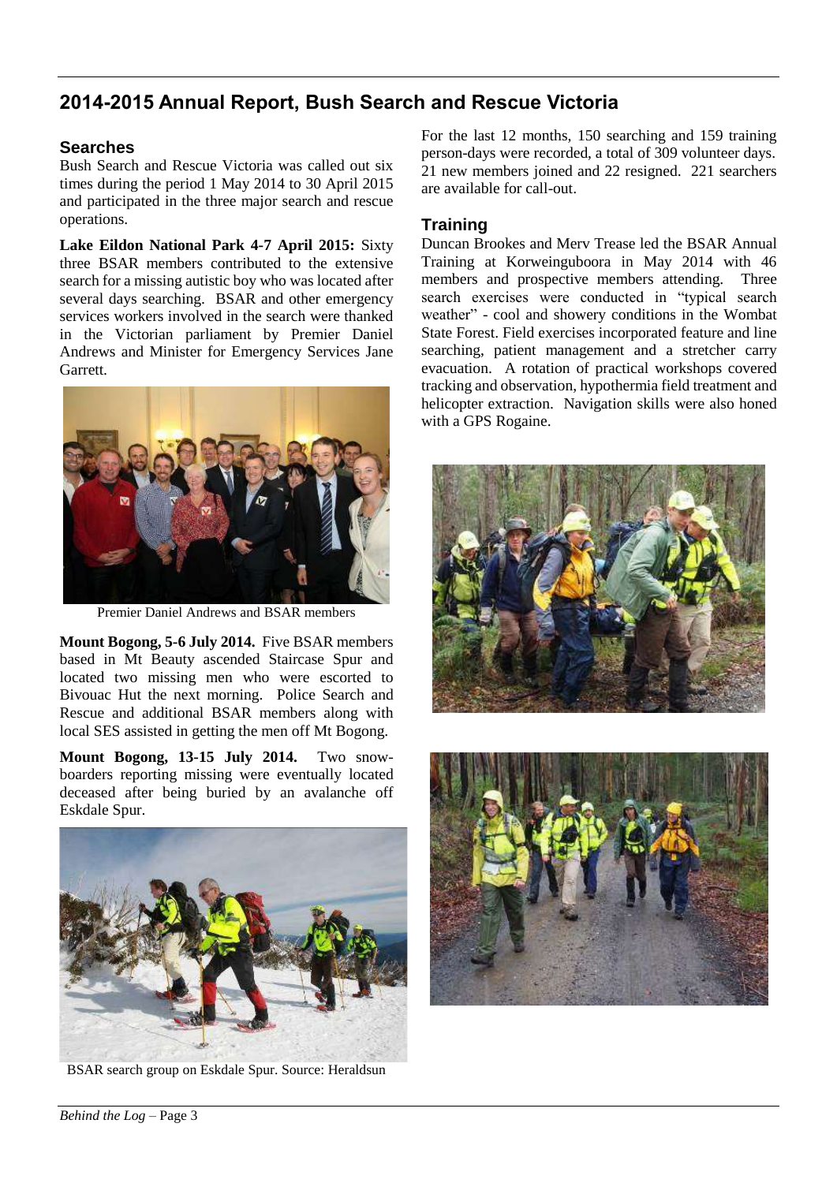## 2014-2015 Annual Report, Bush Search and Rescue Victoria

### Searches

Bush Search and Rescue Victoria was called out six times during the period 1 May 2014 to 30 April 2015 and participated in the three major search and rescue operations.

**Lake Eildon National Park 4-7 April 2015:** Sixty three BSAR members contributed to the extensive search for a missing autistic boy who was located after several days searching. BSAR and other emergency services workers involved in the search were thanked in the Victorian parliament by Premier Daniel Andrews and Minister for Emergency Services Jane Garrett.

Premier Daniel Andrews and BSAR members

**Mount Bogong, 5-6 July 2014.** Five BSAR members based in Mt Beauty ascended Staircase Spur and located two missing men who were escorted to Bivouac Hut the next morning. Police Search and Rescue and additional BSAR members along with local SES assisted in getting the men off Mt Bogong.

**Mount Bogong, 13-15 July 2014.** Two snow-boarders reporting missing were eventually located deceased after being buried by an avalanche off Eskdale Spur.

BSAR search group on Eskdale Spur. Source: Heraldsun

For the last 12 months, 150 searching and 159 training person-days were recorded, a total of 309 volunteer days. 21 new members joined and 22 resigned. 221 searchers are available for call-out.

### Training

Duncan Brookes and Merv Trease led the BSAR Annual Training at Korweinguboora in May 2014 with 46 members and prospective members attending. Three search exercises were conducted in "typical search weather" - cool and showery conditions in the Wombat State Forest. Field exercises incorporated feature and line searching, patient management and a stretcher carry evacuation. A rotation of practical workshops covered tracking and observation, hypothermia field treatment and helicopter extraction. Navigation skills were also honed with a GPS Rogaine.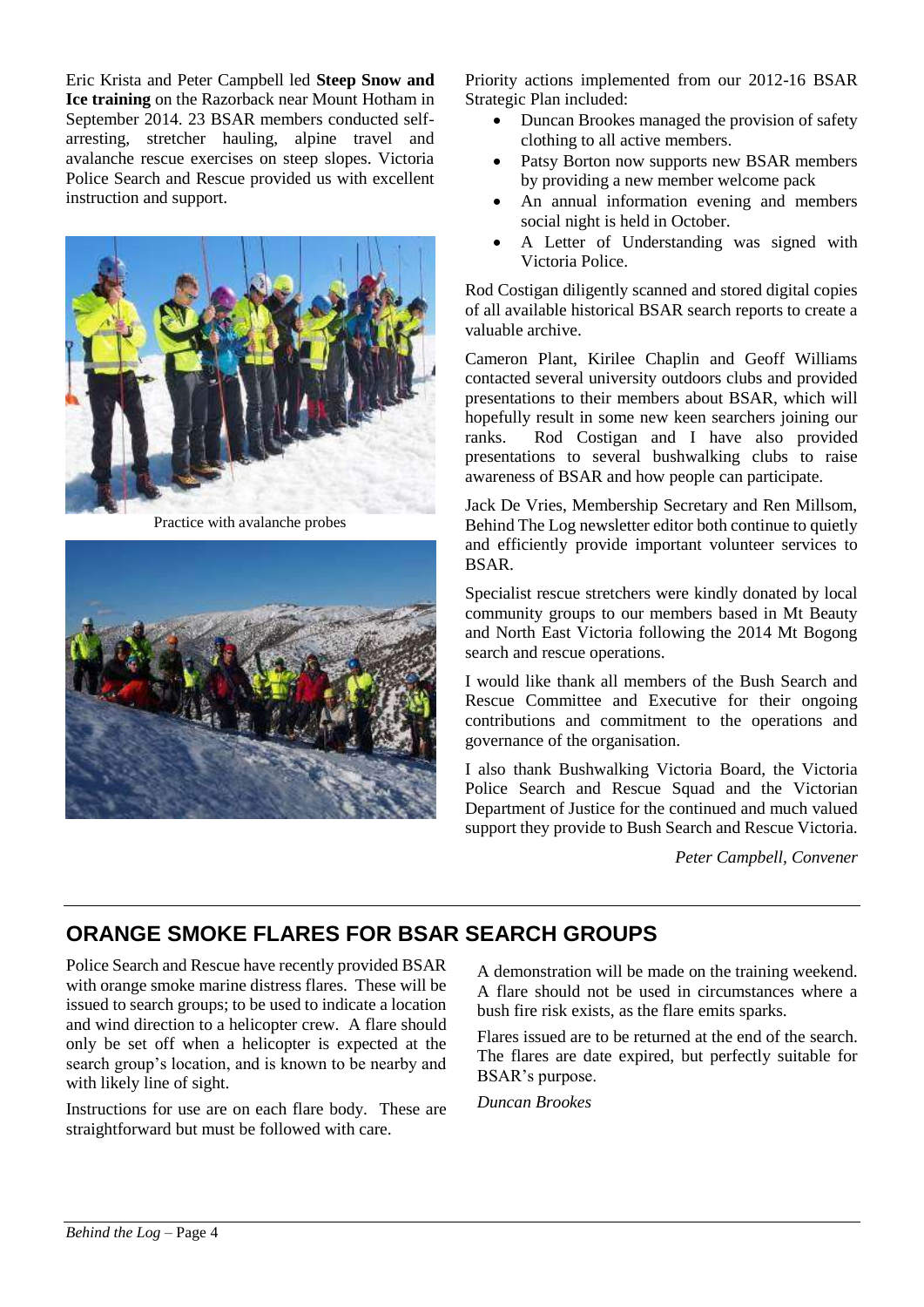Eric Krista and Peter Campbell led **Steep Snow and Ice training** on the Razorback near Mount Hotham in September 2014. 23 BSAR members conducted self-arresting, stretcher hauling, alpine travel and avalanche rescue exercises on steep slopes. Victoria Police Search and Rescue provided us with excellent instruction and support.

Practice with avalanche probes

Priority actions implemented from our 2012-16 BSAR Strategic Plan included:

- Duncan Brookes managed the provision of safety clothing to all active members.
- Patsy Borton now supports new BSAR members by providing a new member welcome pack
- An annual information evening and members social night is held in October.
- A Letter of Understanding was signed with Victoria Police.

Rod Costigan diligently scanned and stored digital copies of all available historical BSAR search reports to create a valuable archive.

Cameron Plant, Kirilee Chaplin and Geoff Williams contacted several university outdoors clubs and provided presentations to their members about BSAR, which will hopefully result in some new keen searchers joining our ranks. Rod Costigan and I have also provided presentations to several bushwalking clubs to raise awareness of BSAR and how people can participate.

Jack De Vries, Membership Secretary and Ren Millsom, Behind The Log newsletter editor both continue to quietly and efficiently provide important volunteer services to BSAR.

Specialist rescue stretchers were kindly donated by local community groups to our members based in Mt Beauty and North East Victoria following the 2014 Mt Bogong search and rescue operations.

I would like thank all members of the Bush Search and Rescue Committee and Executive for their ongoing contributions and commitment to the operations and governance of the organisation.

I also thank Bushwalking Victoria Board, the Victoria Police Search and Rescue Squad and the Victorian Department of Justice for the continued and much valued support they provide to Bush Search and Rescue Victoria.

*Peter Campbell, Convener*

## ORANGE SMOKE FLARES FOR BSAR SEARCH GROUPS

Police Search and Rescue have recently provided BSAR with orange smoke marine distress flares. These will be issued to search groups; to be used to indicate a location and wind direction to a helicopter crew. A flare should only be set off when a helicopter is expected at the search group's location, and is known to be nearby and with likely line of sight.

Instructions for use are on each flare body. These are straightforward but must be followed with care.

A demonstration will be made on the training weekend. A flare should not be used in circumstances where a bush fire risk exists, as the flare emits sparks.

Flares issued are to be returned at the end of the search. The flares are date expired, but perfectly suitable for BSAR's purpose.

*Duncan Brookes*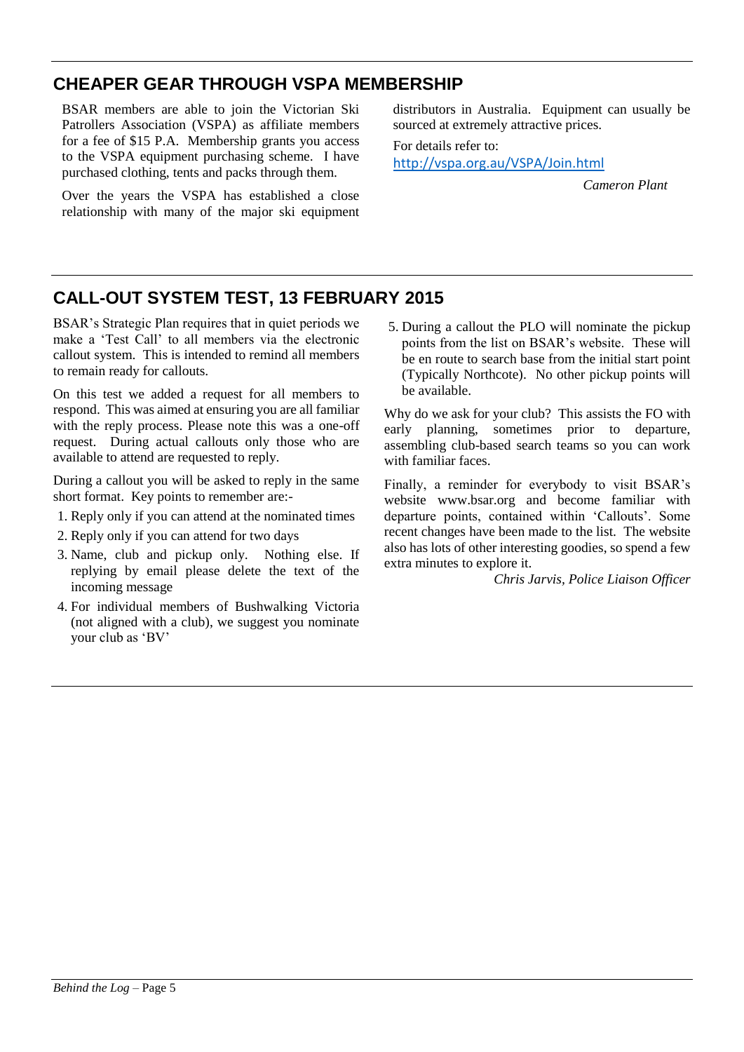## CHEAPER GEAR THROUGH VSPA MEMBERSHIP

BSAR members are able to join the Victorian Ski Patrollers Association (VSPA) as affiliate members for a fee of $15 P.A. Membership grants you access to the VSPA equipment purchasing scheme. I have purchased clothing, tents and packs through them.

Over the years the VSPA has established a close relationship with many of the major ski equipment distributors in Australia. Equipment can usually be sourced at extremely attractive prices.

For details refer to:
http://vspa.org.au/VSPA/Join.html

*Cameron Plant*

## CALL-OUT SYSTEM TEST, 13 FEBRUARY 2015

BSAR's Strategic Plan requires that in quiet periods we make a 'Test Call' to all members via the electronic callout system. This is intended to remind all members to remain ready for callouts.

On this test we added a request for all members to respond. This was aimed at ensuring you are all familiar with the reply process. Please note this was a one-off request. During actual callouts only those who are available to attend are requested to reply.

During a callout you will be asked to reply in the same short format. Key points to remember are:-

1. Reply only if you can attend at the nominated times
2. Reply only if you can attend for two days
3. Name, club and pickup only. Nothing else. If replying by email please delete the text of the incoming message
4. For individual members of Bushwalking Victoria (not aligned with a club), we suggest you nominate your club as 'BV'
5. During a callout the PLO will nominate the pickup points from the list on BSAR's website. These will be en route to search base from the initial start point (Typically Northcote). No other pickup points will be available.

Why do we ask for your club? This assists the FO with early planning, sometimes prior to departure, assembling club-based search teams so you can work with familiar faces.

Finally, a reminder for everybody to visit BSAR's website www.bsar.org and become familiar with departure points, contained within 'Callouts'. Some recent changes have been made to the list. The website also has lots of other interesting goodies, so spend a few extra minutes to explore it.

*Chris Jarvis, Police Liaison Officer*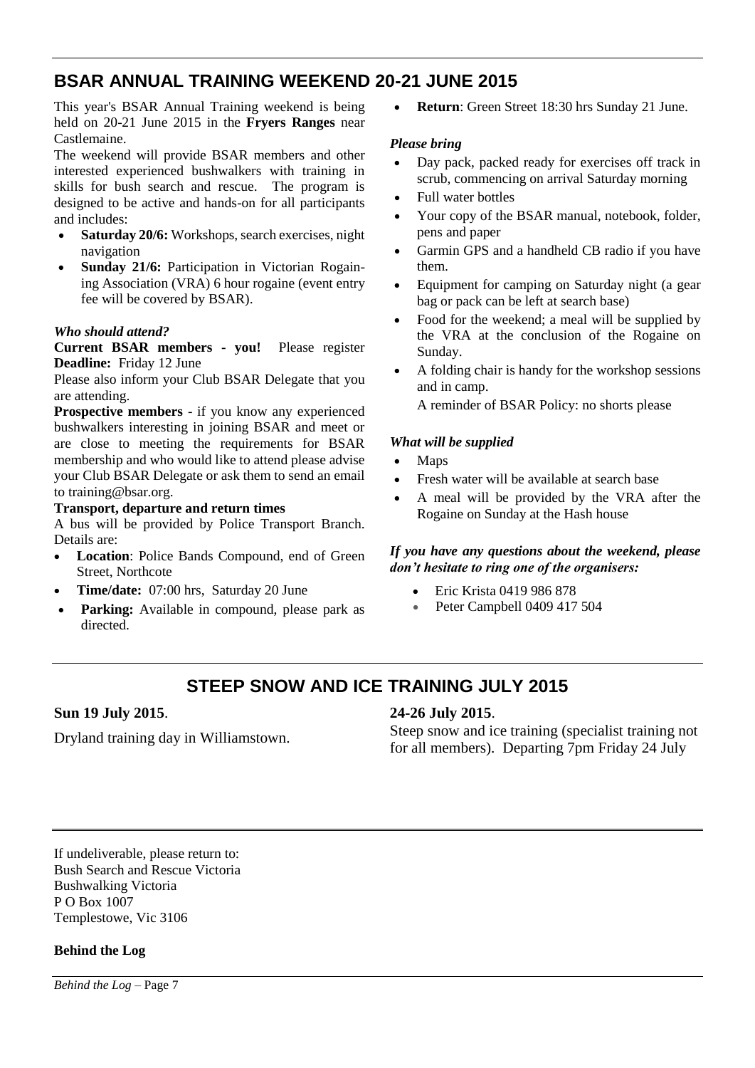## BSAR ANNUAL TRAINING WEEKEND 20-21 JUNE 2015

This year's BSAR Annual Training weekend is being held on 20-21 June 2015 in the **Fryers Ranges** near Castlemaine.

The weekend will provide BSAR members and other interested experienced bushwalkers with training in skills for bush search and rescue. The program is designed to be active and hands-on for all participants and includes:

- **Saturday 20/6:** Workshops, search exercises, night navigation
- **Sunday 21/6:** Participation in Victorian Rogaining Association (VRA) 6 hour rogaine (event entry fee will be covered by BSAR).

### *Who should attend?*

**Current BSAR members - you!** Please register **Deadline:** Friday 12 June

Please also inform your Club BSAR Delegate that you are attending.

**Prospective members** - if you know any experienced bushwalkers interesting in joining BSAR and meet or are close to meeting the requirements for BSAR membership and who would like to attend please advise your Club BSAR Delegate or ask them to send an email to training@bsar.org.

**Transport, departure and return times**

A bus will be provided by Police Transport Branch. Details are:

- **Location**: Police Bands Compound, end of Green Street, Northcote
- **Time/date:** 07:00 hrs, Saturday 20 June
- **Parking:** Available in compound, please park as directed.
- **Return**: Green Street 18:30 hrs Sunday 21 June.

### *Please bring*

- Day pack, packed ready for exercises off track in scrub, commencing on arrival Saturday morning
- Full water bottles
- Your copy of the BSAR manual, notebook, folder, pens and paper
- Garmin GPS and a handheld CB radio if you have them.
- Equipment for camping on Saturday night (a gear bag or pack can be left at search base)
- Food for the weekend; a meal will be supplied by the VRA at the conclusion of the Rogaine on Sunday.
- A folding chair is handy for the workshop sessions and in camp.

  A reminder of BSAR Policy: no shorts please

### *What will be supplied*

- Maps
- Fresh water will be available at search base
- A meal will be provided by the VRA after the Rogaine on Sunday at the Hash house

***If you have any questions about the weekend, please don't hesitate to ring one of the organisers:***

- Eric Krista 0419 986 878
- Peter Campbell 0409 417 504

## STEEP SNOW AND ICE TRAINING JULY 2015

**Sun 19 July 2015**.

Dryland training day in Williamstown.

**24-26 July 2015**.

Steep snow and ice training (specialist training not for all members). Departing 7pm Friday 24 July

If undeliverable, please return to:
Bush Search and Rescue Victoria
Bushwalking Victoria
P O Box 1007
Templestowe, Vic 3106

**Behind the Log**